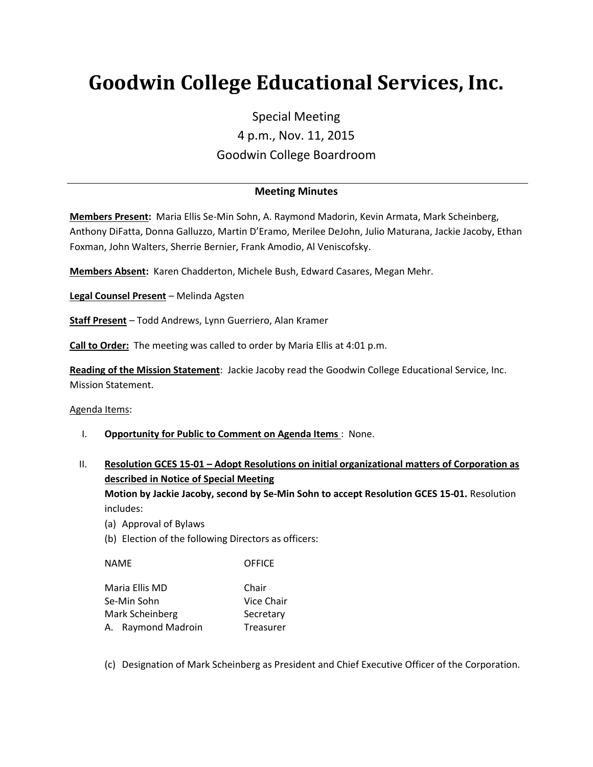# Goodwin College Educational Services, Inc.

Special Meeting

4 p.m., Nov. 11, 2015

Goodwin College Boardroom

---

**Meeting Minutes**

**Members Present:** Maria Ellis Se-Min Sohn, A. Raymond Madorin, Kevin Armata, Mark Scheinberg, Anthony DiFatta, Donna Galluzzo, Martin D'Eramo, Merilee DeJohn, Julio Maturana, Jackie Jacoby, Ethan Foxman, John Walters, Sherrie Bernier, Frank Amodio, Al Veniscofsky.

**Members Absent:** Karen Chadderton, Michele Bush, Edward Casares, Megan Mehr.

**Legal Counsel Present** – Melinda Agsten

**Staff Present** – Todd Andrews, Lynn Guerriero, Alan Kramer

**Call to Order:** The meeting was called to order by Maria Ellis at 4:01 p.m.

**Reading of the Mission Statement**: Jackie Jacoby read the Goodwin College Educational Service, Inc. Mission Statement.

Agenda Items:

I. **Opportunity for Public to Comment on Agenda Items** : None.

II. **Resolution GCES 15-01 – Adopt Resolutions on initial organizational matters of Corporation as described in Notice of Special Meeting**

**Motion by Jackie Jacoby, second by Se-Min Sohn to accept Resolution GCES 15-01.** Resolution includes:

(a) Approval of Bylaws

(b) Election of the following Directors as officers:

| NAME | OFFICE |
|---|---|
| Maria Ellis MD | Chair |
| Se-Min Sohn | Vice Chair |
| Mark Scheinberg | Secretary |
| A. Raymond Madroin | Treasurer |

(c) Designation of Mark Scheinberg as President and Chief Executive Officer of the Corporation.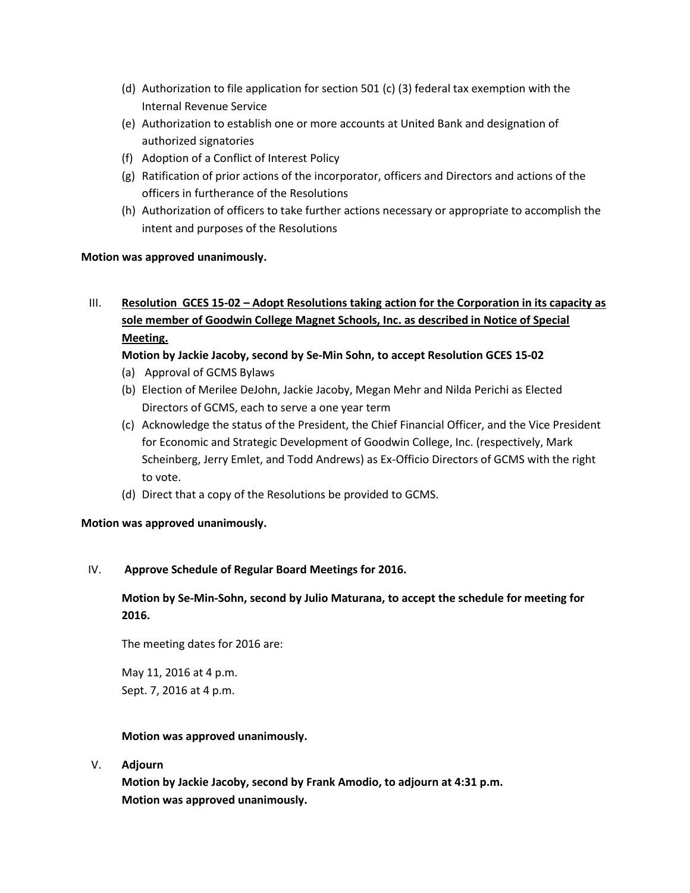(d) Authorization to file application for section 501 (c) (3) federal tax exemption with the Internal Revenue Service
(e) Authorization to establish one or more accounts at United Bank and designation of authorized signatories
(f) Adoption of a Conflict of Interest Policy
(g) Ratification of prior actions of the incorporator, officers and Directors and actions of the officers in furtherance of the Resolutions
(h) Authorization of officers to take further actions necessary or appropriate to accomplish the intent and purposes of the Resolutions

**Motion was approved unanimously.**

III. **<u>Resolution GCES 15-02 – Adopt Resolutions taking action for the Corporation in its capacity as sole member of Goodwin College Magnet Schools, Inc. as described in Notice of Special Meeting.</u>**

**Motion by Jackie Jacoby, second by Se-Min Sohn, to accept Resolution GCES 15-02**

(a) Approval of GCMS Bylaws
(b) Election of Merilee DeJohn, Jackie Jacoby, Megan Mehr and Nilda Perichi as Elected Directors of GCMS, each to serve a one year term
(c) Acknowledge the status of the President, the Chief Financial Officer, and the Vice President for Economic and Strategic Development of Goodwin College, Inc. (respectively, Mark Scheinberg, Jerry Emlet, and Todd Andrews) as Ex-Officio Directors of GCMS with the right to vote.
(d) Direct that a copy of the Resolutions be provided to GCMS.

**Motion was approved unanimously.**

IV. **Approve Schedule of Regular Board Meetings for 2016.**

**Motion by Se-Min-Sohn, second by Julio Maturana, to accept the schedule for meeting for 2016.**

The meeting dates for 2016 are:

May 11, 2016 at 4 p.m.
Sept. 7, 2016 at 4 p.m.

**Motion was approved unanimously.**

V. **Adjourn**

**Motion by Jackie Jacoby, second by Frank Amodio, to adjourn at 4:31 p.m.**
**Motion was approved unanimously.**